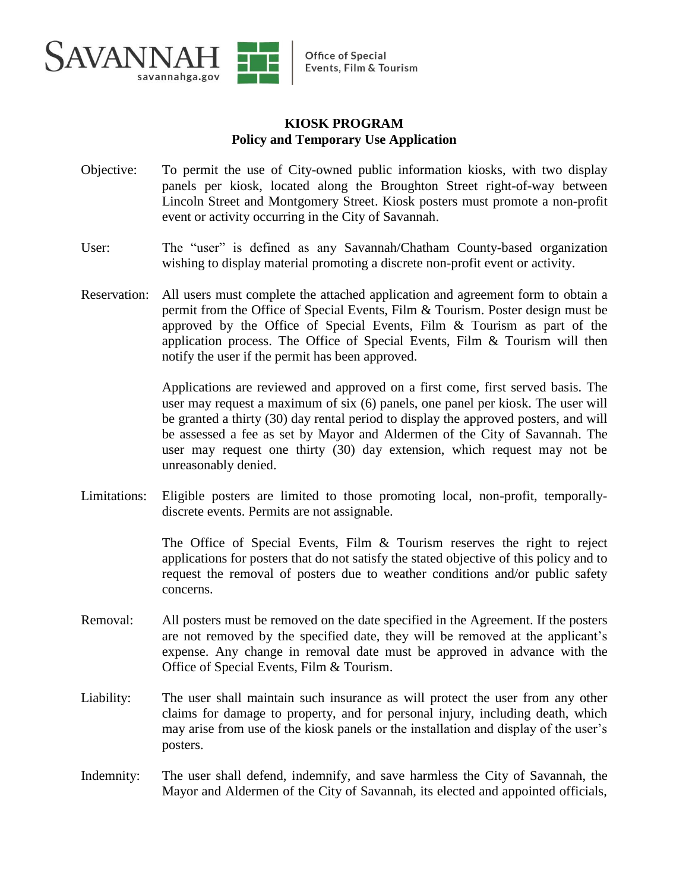SAVANNAH savannahga.gov | Office of Special Events, Film & Tourism

**KIOSK PROGRAM**
**Policy and Temporary Use Application**

Objective: To permit the use of City-owned public information kiosks, with two display panels per kiosk, located along the Broughton Street right-of-way between Lincoln Street and Montgomery Street. Kiosk posters must promote a non-profit event or activity occurring in the City of Savannah.

User: The "user" is defined as any Savannah/Chatham County-based organization wishing to display material promoting a discrete non-profit event or activity.

Reservation: All users must complete the attached application and agreement form to obtain a permit from the Office of Special Events, Film & Tourism. Poster design must be approved by the Office of Special Events, Film & Tourism as part of the application process. The Office of Special Events, Film & Tourism will then notify the user if the permit has been approved.

Applications are reviewed and approved on a first come, first served basis. The user may request a maximum of six (6) panels, one panel per kiosk. The user will be granted a thirty (30) day rental period to display the approved posters, and will be assessed a fee as set by Mayor and Aldermen of the City of Savannah. The user may request one thirty (30) day extension, which request may not be unreasonably denied.

Limitations: Eligible posters are limited to those promoting local, non-profit, temporally-discrete events. Permits are not assignable.

The Office of Special Events, Film & Tourism reserves the right to reject applications for posters that do not satisfy the stated objective of this policy and to request the removal of posters due to weather conditions and/or public safety concerns.

Removal: All posters must be removed on the date specified in the Agreement. If the posters are not removed by the specified date, they will be removed at the applicant's expense. Any change in removal date must be approved in advance with the Office of Special Events, Film & Tourism.

Liability: The user shall maintain such insurance as will protect the user from any other claims for damage to property, and for personal injury, including death, which may arise from use of the kiosk panels or the installation and display of the user's posters.

Indemnity: The user shall defend, indemnify, and save harmless the City of Savannah, the Mayor and Aldermen of the City of Savannah, its elected and appointed officials,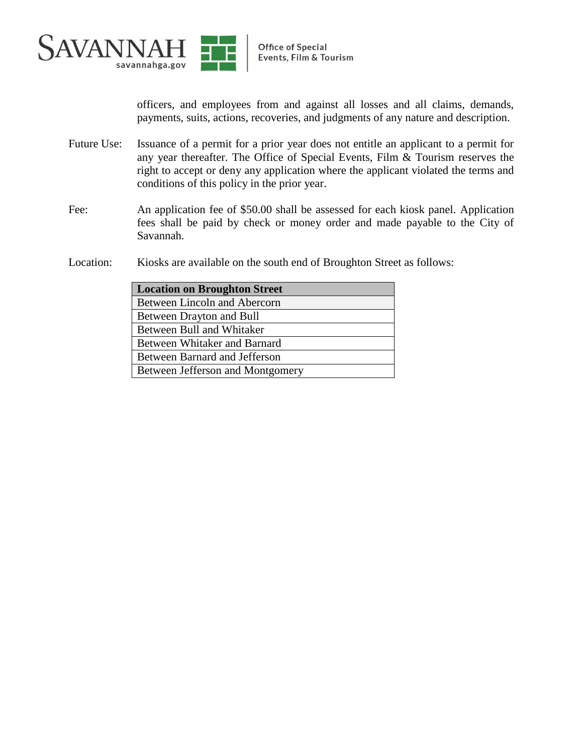officers, and employees from and against all losses and all claims, demands, payments, suits, actions, recoveries, and judgments of any nature and description.

Future Use: Issuance of a permit for a prior year does not entitle an applicant to a permit for any year thereafter. The Office of Special Events, Film & Tourism reserves the right to accept or deny any application where the applicant violated the terms and conditions of this policy in the prior year.

Fee: An application fee of $50.00 shall be assessed for each kiosk panel. Application fees shall be paid by check or money order and made payable to the City of Savannah.

Location: Kiosks are available on the south end of Broughton Street as follows:

| Location on Broughton Street |
|---|
| Between Lincoln and Abercorn |
| Between Drayton and Bull |
| Between Bull and Whitaker |
| Between Whitaker and Barnard |
| Between Barnard and Jefferson |
| Between Jefferson and Montgomery |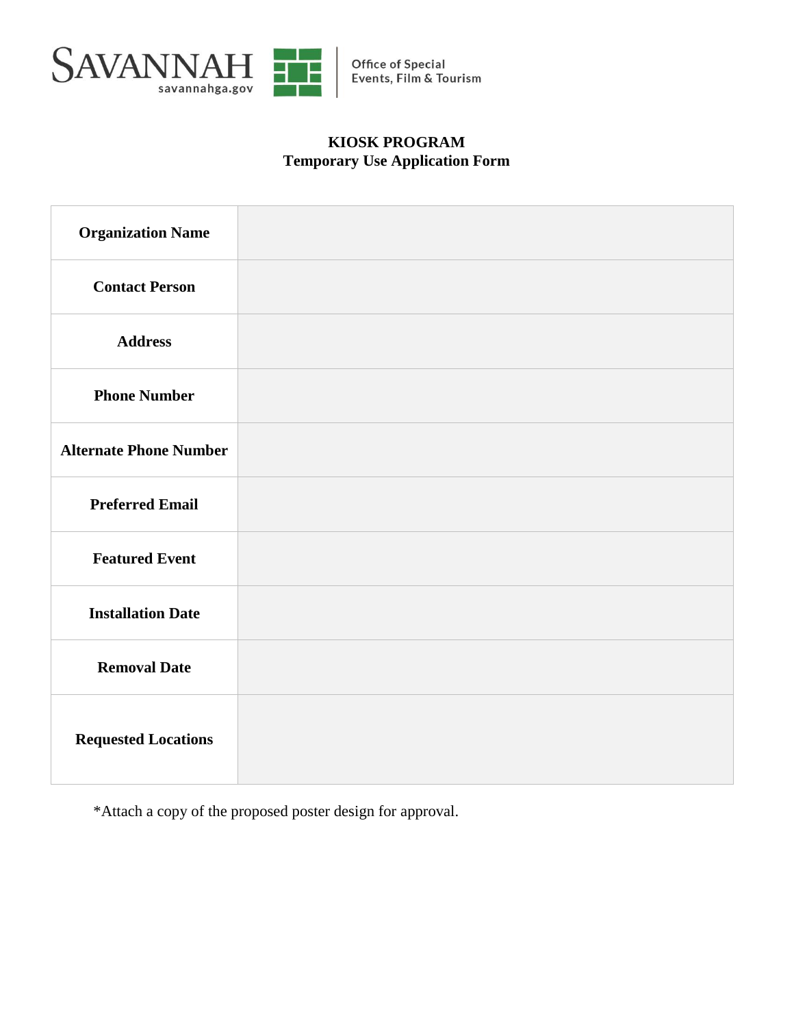SAVANNAH
savannahga.gov

Office of Special Events, Film & Tourism

**KIOSK PROGRAM**
**Temporary Use Application Form**

| | |
|---|---|
| **Organization Name** | |
| **Contact Person** | |
| **Address** | |
| **Phone Number** | |
| **Alternate Phone Number** | |
| **Preferred Email** | |
| **Featured Event** | |
| **Installation Date** | |
| **Removal Date** | |
| **Requested Locations** | |

*Attach a copy of the proposed poster design for approval.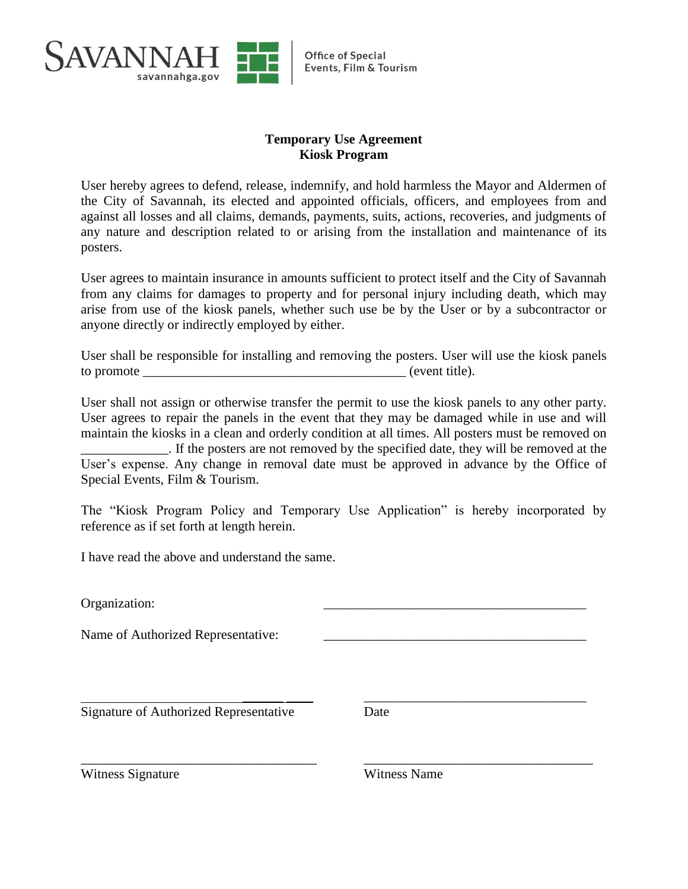Office of Special Events, Film & Tourism

**Temporary Use Agreement**
**Kiosk Program**

User hereby agrees to defend, release, indemnify, and hold harmless the Mayor and Aldermen of the City of Savannah, its elected and appointed officials, officers, and employees from and against all losses and all claims, demands, payments, suits, actions, recoveries, and judgments of any nature and description related to or arising from the installation and maintenance of its posters.

User agrees to maintain insurance in amounts sufficient to protect itself and the City of Savannah from any claims for damages to property and for personal injury including death, which may arise from use of the kiosk panels, whether such use be by the User or by a subcontractor or anyone directly or indirectly employed by either.

User shall be responsible for installing and removing the posters. User will use the kiosk panels to promote ________________________________________ (event title).

User shall not assign or otherwise transfer the permit to use the kiosk panels to any other party. User agrees to repair the panels in the event that they may be damaged while in use and will maintain the kiosks in a clean and orderly condition at all times. All posters must be removed on _____________. If the posters are not removed by the specified date, they will be removed at the User's expense. Any change in removal date must be approved in advance by the Office of Special Events, Film & Tourism.

The "Kiosk Program Policy and Temporary Use Application" is hereby incorporated by reference as if set forth at length herein.

I have read the above and understand the same.

Organization: ________________________________________

Name of Authorized Representative: ________________________________________

____________________________________ ____________________________________
Signature of Authorized Representative Date

____________________________________ ____________________________________
Witness Signature Witness Name